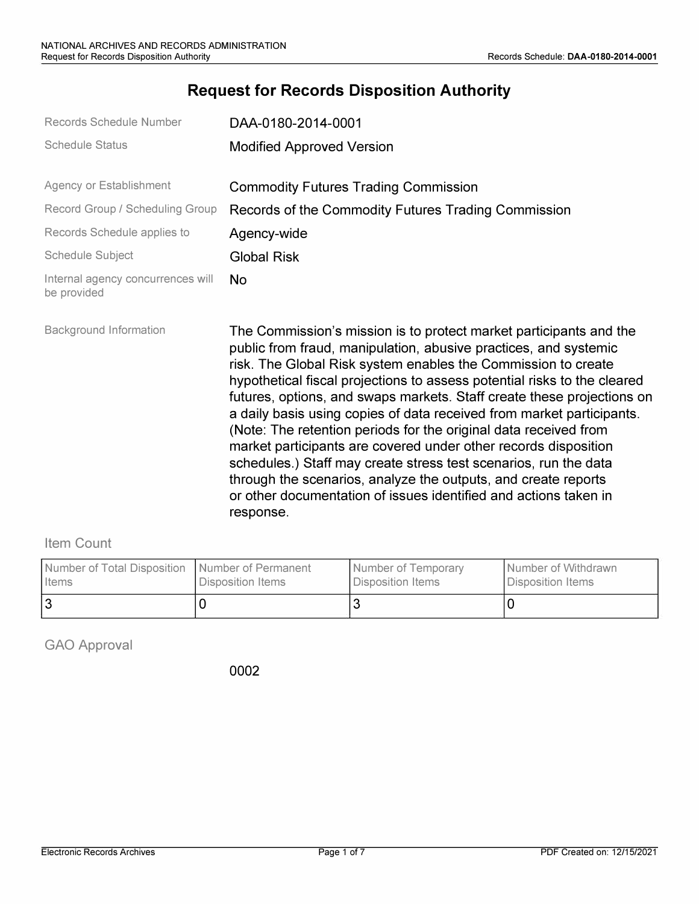# Request for Records Disposition Authority

| | |
|---|---|
| Records Schedule Number | DAA-0180-2014-0001 |
| Schedule Status | Modified Approved Version |
| Agency or Establishment | Commodity Futures Trading Commission |
| Record Group / Scheduling Group | Records of the Commodity Futures Trading Commission |
| Records Schedule applies to | Agency-wide |
| Schedule Subject | Global Risk |
| Internal agency concurrences will be provided | No |
| Background Information | The Commission's mission is to protect market participants and the public from fraud, manipulation, abusive practices, and systemic risk. The Global Risk system enables the Commission to create hypothetical fiscal projections to assess potential risks to the cleared futures, options, and swaps markets. Staff create these projections on a daily basis using copies of data received from market participants. (Note: The retention periods for the original data received from market participants are covered under other records disposition schedules.) Staff may create stress test scenarios, run the data through the scenarios, analyze the outputs, and create reports or other documentation of issues identified and actions taken in response. |

## Item Count

| Number of Total Disposition Items | Number of Permanent Disposition Items | Number of Temporary Disposition Items | Number of Withdrawn Disposition Items |
|---|---|---|---|
| 3 | 0 | 3 | 0 |

## GAO Approval

0002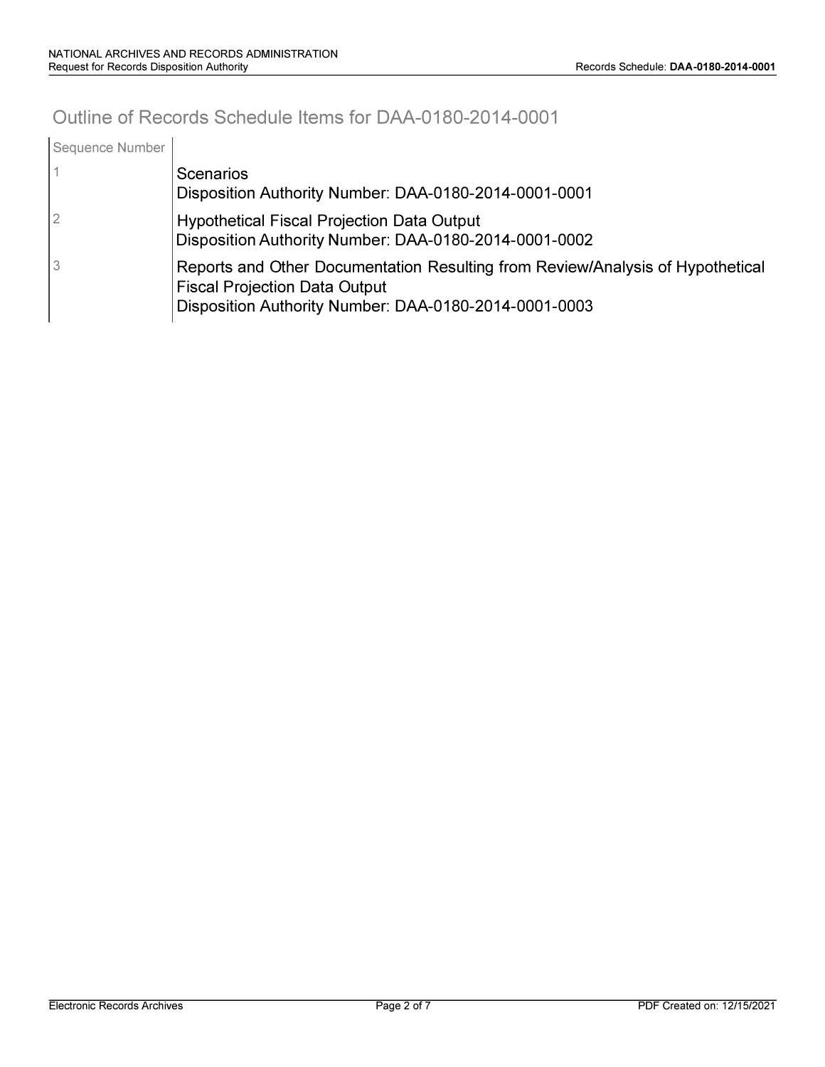## Outline of Records Schedule Items for DAA-0180-2014-0001

| Sequence Number | |
|---|---|
| 1 | Scenarios<br>Disposition Authority Number: DAA-0180-2014-0001-0001 |
| 2 | Hypothetical Fiscal Projection Data Output<br>Disposition Authority Number: DAA-0180-2014-0001-0002 |
| 3 | Reports and Other Documentation Resulting from Review/Analysis of Hypothetical Fiscal Projection Data Output<br>Disposition Authority Number: DAA-0180-2014-0001-0003 |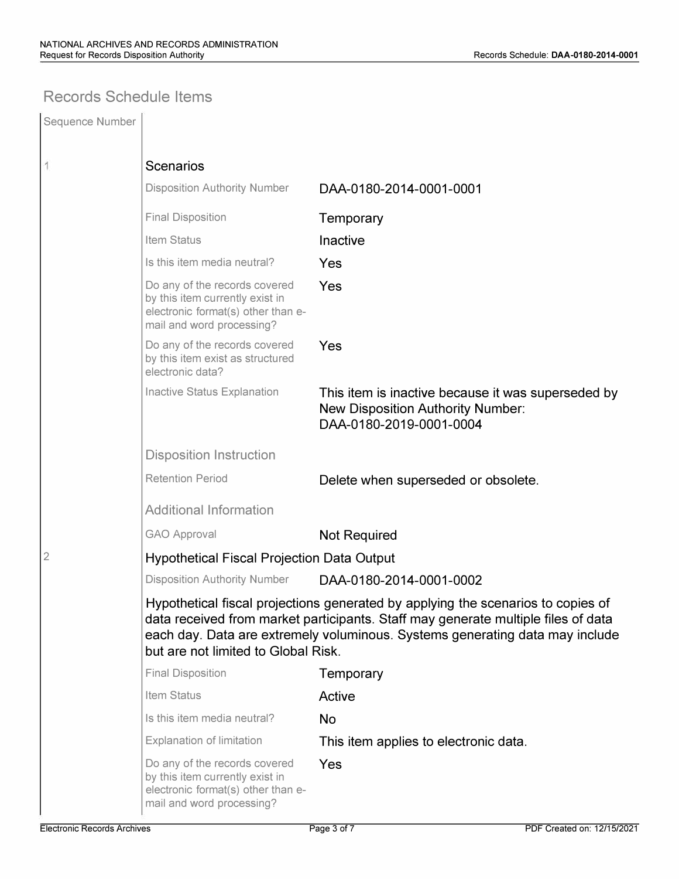## Records Schedule Items

| Sequence Number | | |
|---|---|---|
| 1 | **Scenarios** | |
| | Disposition Authority Number | DAA-0180-2014-0001-0001 |
| | Final Disposition | Temporary |
| | Item Status | Inactive |
| | Is this item media neutral? | Yes |
| | Do any of the records covered by this item currently exist in electronic format(s) other than e-mail and word processing? | Yes |
| | Do any of the records covered by this item exist as structured electronic data? | Yes |
| | Inactive Status Explanation | This item is inactive because it was superseded by New Disposition Authority Number: DAA-0180-2019-0001-0004 |
| | **Disposition Instruction** | |
| | Retention Period | Delete when superseded or obsolete. |
| | **Additional Information** | |
| | GAO Approval | Not Required |
| 2 | **Hypothetical Fiscal Projection Data Output** | |
| | Disposition Authority Number | DAA-0180-2014-0001-0002 |
| | Hypothetical fiscal projections generated by applying the scenarios to copies of data received from market participants. Staff may generate multiple files of data each day. Data are extremely voluminous. Systems generating data may include but are not limited to Global Risk. | |
| | Final Disposition | Temporary |
| | Item Status | Active |
| | Is this item media neutral? | No |
| | Explanation of limitation | This item applies to electronic data. |
| | Do any of the records covered by this item currently exist in electronic format(s) other than e-mail and word processing? | Yes |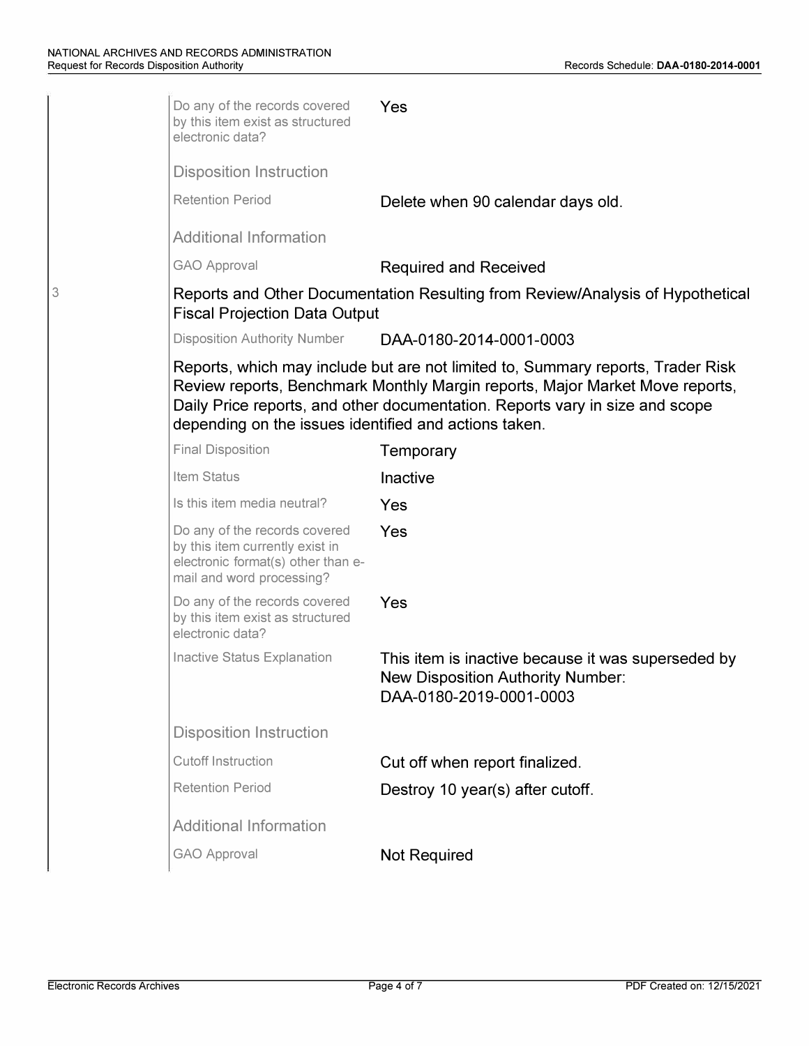| | |
|---|---|
| Do any of the records covered by this item exist as structured electronic data? | Yes |

**Disposition Instruction**

| | |
|---|---|
| Retention Period | Delete when 90 calendar days old. |

**Additional Information**

| | |
|---|---|
| GAO Approval | Required and Received |

### 3 Reports and Other Documentation Resulting from Review/Analysis of Hypothetical Fiscal Projection Data Output

| | |
|---|---|
| Disposition Authority Number | DAA-0180-2014-0001-0003 |

Reports, which may include but are not limited to, Summary reports, Trader Risk Review reports, Benchmark Monthly Margin reports, Major Market Move reports, Daily Price reports, and other documentation. Reports vary in size and scope depending on the issues identified and actions taken.

| | |
|---|---|
| Final Disposition | Temporary |
| Item Status | Inactive |
| Is this item media neutral? | Yes |
| Do any of the records covered by this item currently exist in electronic format(s) other than e-mail and word processing? | Yes |
| Do any of the records covered by this item exist as structured electronic data? | Yes |
| Inactive Status Explanation | This item is inactive because it was superseded by New Disposition Authority Number: DAA-0180-2019-0001-0003 |

**Disposition Instruction**

| | |
|---|---|
| Cutoff Instruction | Cut off when report finalized. |
| Retention Period | Destroy 10 year(s) after cutoff. |

**Additional Information**

| | |
|---|---|
| GAO Approval | Not Required |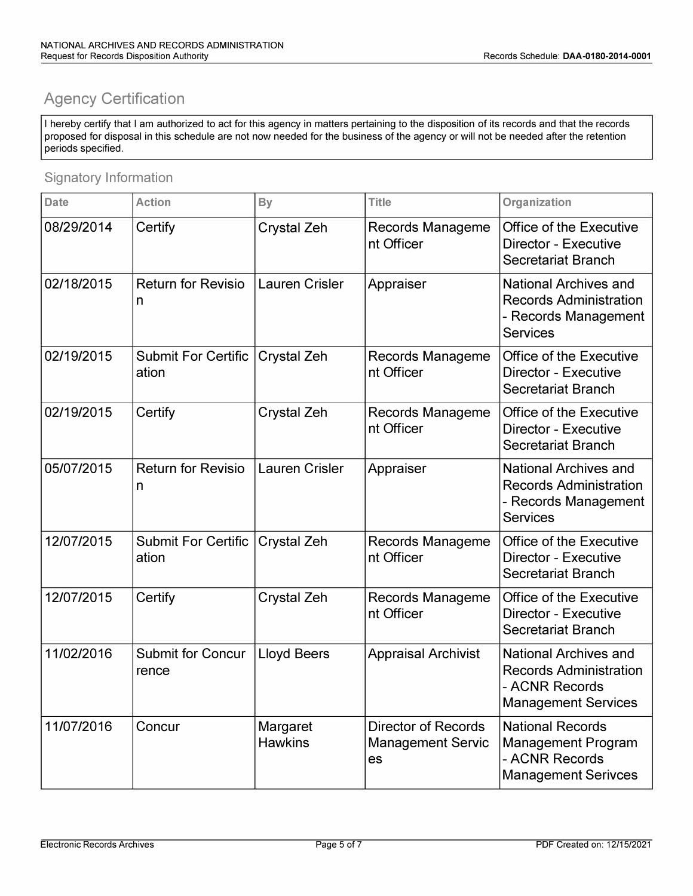## Agency Certification

I hereby certify that I am authorized to act for this agency in matters pertaining to the disposition of its records and that the records proposed for disposal in this schedule are not now needed for the business of the agency or will not be needed after the retention periods specified.

### Signatory Information

| Date | Action | By | Title | Organization |
|---|---|---|---|---|
| 08/29/2014 | Certify | Crystal Zeh | Records Management Officer | Office of the Executive Director - Executive Secretariat Branch |
| 02/18/2015 | Return for Revision | Lauren Crisler | Appraiser | National Archives and Records Administration - Records Management Services |
| 02/19/2015 | Submit For Certification | Crystal Zeh | Records Management Officer | Office of the Executive Director - Executive Secretariat Branch |
| 02/19/2015 | Certify | Crystal Zeh | Records Management Officer | Office of the Executive Director - Executive Secretariat Branch |
| 05/07/2015 | Return for Revision | Lauren Crisler | Appraiser | National Archives and Records Administration - Records Management Services |
| 12/07/2015 | Submit For Certification | Crystal Zeh | Records Management Officer | Office of the Executive Director - Executive Secretariat Branch |
| 12/07/2015 | Certify | Crystal Zeh | Records Management Officer | Office of the Executive Director - Executive Secretariat Branch |
| 11/02/2016 | Submit for Concurrence | Lloyd Beers | Appraisal Archivist | National Archives and Records Administration - ACNR Records Management Services |
| 11/07/2016 | Concur | Margaret Hawkins | Director of Records Management Services | National Records Management Program - ACNR Records Management Serivces |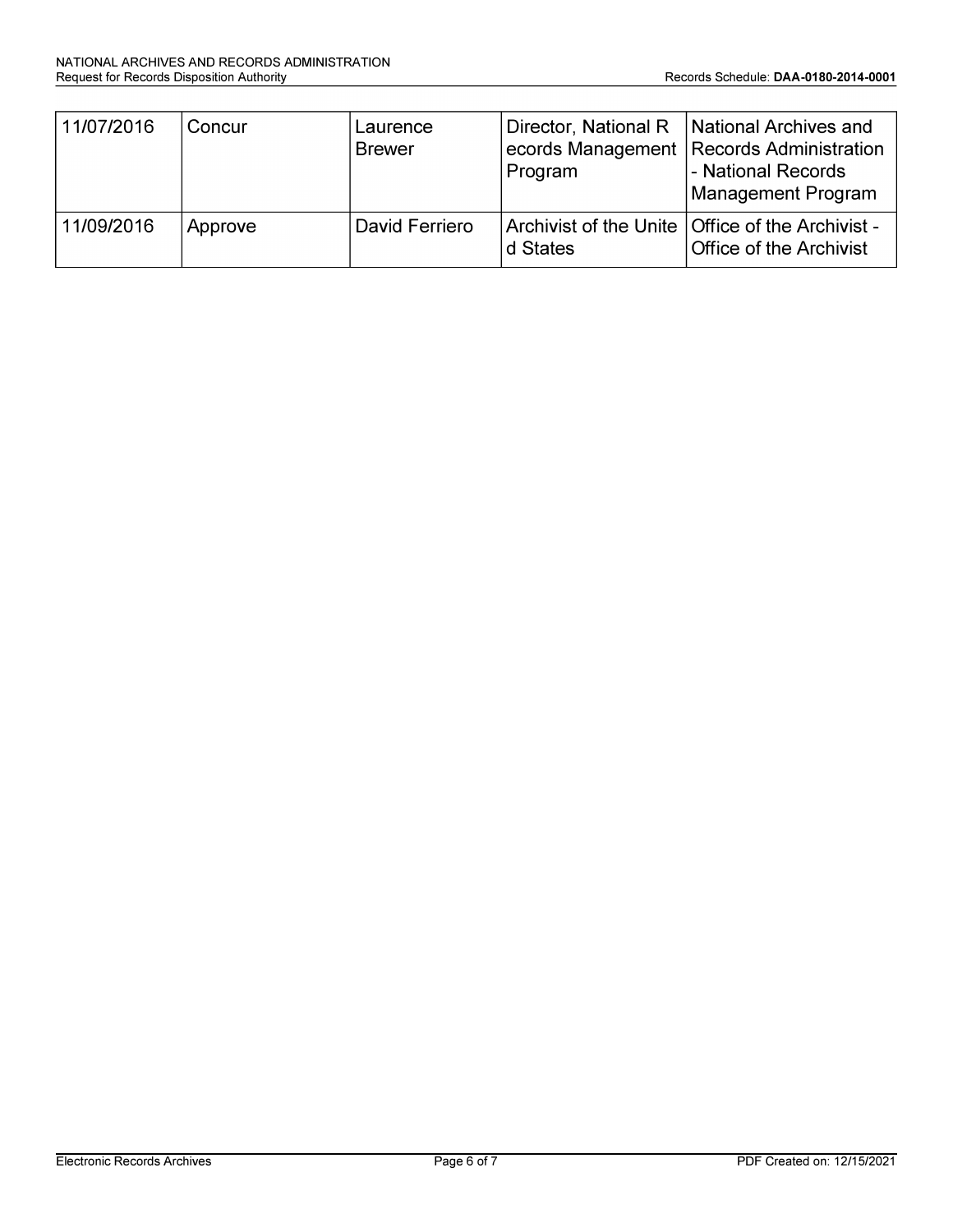| | | | | |
|---|---|---|---|---|
| 11/07/2016 | Concur | Laurence Brewer | Director, National Records Management Program | National Archives and Records Administration - National Records Management Program |
| 11/09/2016 | Approve | David Ferriero | Archivist of the United States | Office of the Archivist - Office of the Archivist |